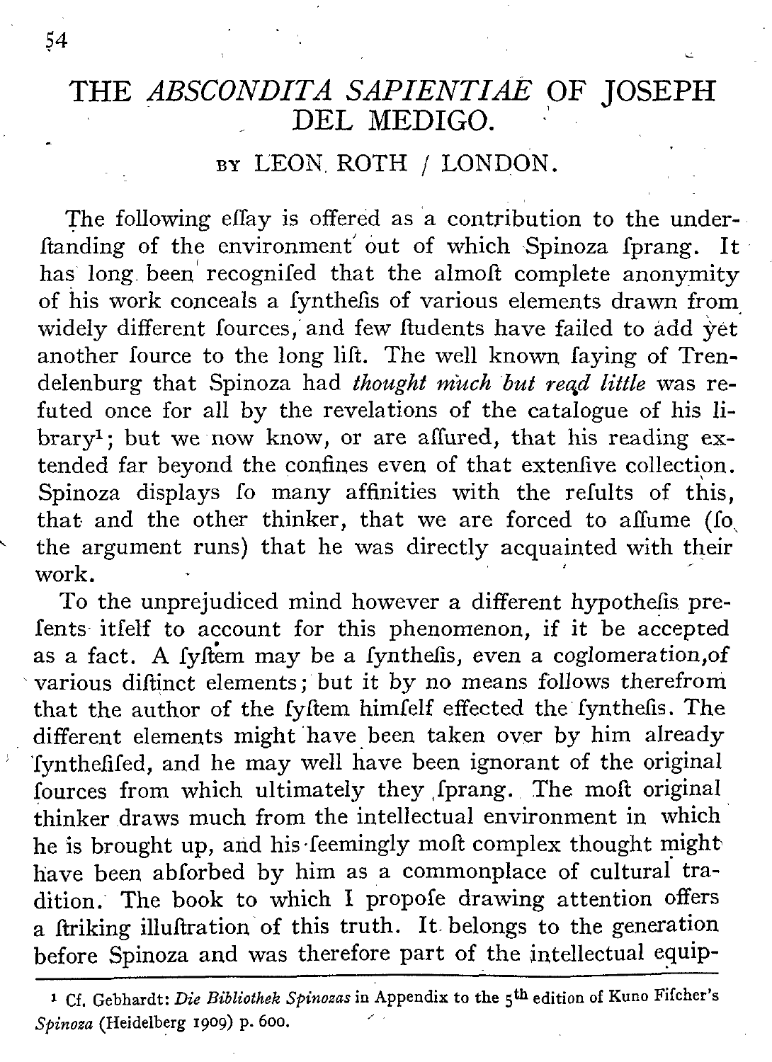# THE *ABSCONDITA SAPIENTIAE* OF JOSEPH DEL MEDIGO.

BY LEON ROTH / LONDON.

The following eſſay is offered as a contribution to the underſtanding of the environment out of which Spinoza ſprang. It has long been recogniſed that the almoſt complete anonymity of his work conceals a ſyntheſis of various elements drawn from widely different ſources, and few ſtudents have failed to add yet another ſource to the long liſt. The well known ſaying of Trendelenburg that Spinoza had *thought much but read little* was refuted once for all by the revelations of the catalogue of his library[1]; but we now know, or are aſſured, that his reading extended far beyond the confines even of that extenſive collection. Spinoza displays ſo many affinities with the reſults of this, that and the other thinker, that we are forced to aſſume (ſo the argument runs) that he was directly acquainted with their work.

To the unprejudiced mind however a different hypotheſis preſents itſelf to account for this phenomenon, if it be accepted as a fact. A ſyſtem may be a ſyntheſis, even a coglomeration,of various diſtinct elements; but it by no means follows therefrom that the author of the ſyſtem himſelf effected the ſyntheſis. The different elements might have been taken over by him already ſyntheſiſed, and he may well have been ignorant of the original ſources from which ultimately they ſprang. The moſt original thinker draws much from the intellectual environment in which he is brought up, and his ſeemingly moſt complex thought might have been abſorbed by him as a commonplace of cultural tradition. The book to which I propoſe drawing attention offers a ſtriking illuſtration of this truth. It belongs to the generation before Spinoza and was therefore part of the intellectual equip-

[1] Cf. Gebhardt: *Die Bibliothek Spinozas* in Appendix to the 5th edition of Kuno Fiſcher's *Spinoza* (Heidelberg 1909) p. 600.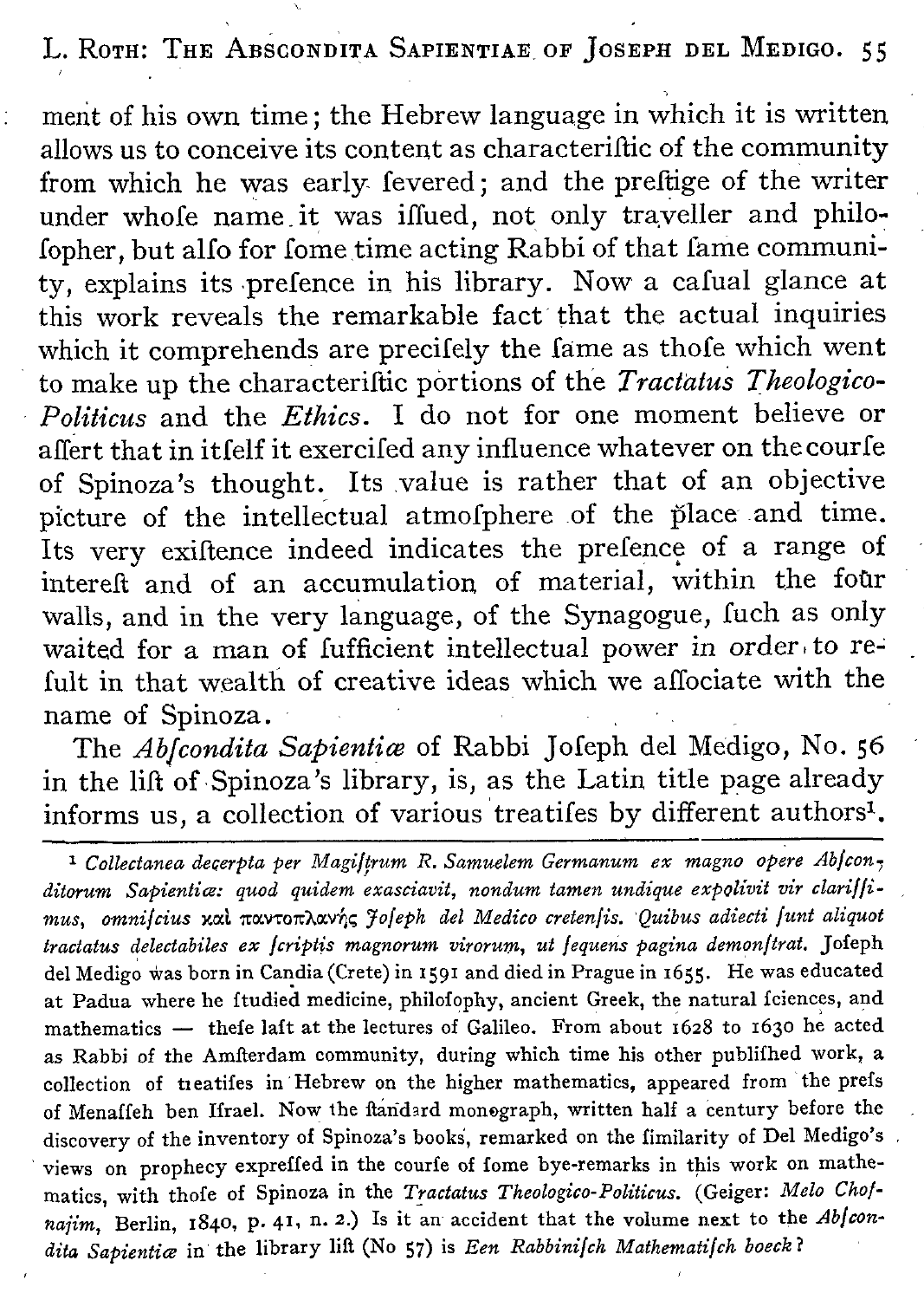ment of his own time; the Hebrew language in which it is written allows us to conceive its content as characteriſtic of the community from which he was early ſevered; and the preſtige of the writer under whoſe name it was iſſued, not only traveller and philoſopher, but alſo for ſome time acting Rabbi of that ſame community, explains its preſence in his library. Now a caſual glance at this work reveals the remarkable fact that the actual inquiries which it comprehends are preciſely the ſame as thoſe which went to make up the characteriſtic portions of the *Tractatus Theologico-Politicus* and the *Ethics*. I do not for one moment believe or aſſert that in itſelf it exerciſed any influence whatever on the courſe of Spinoza's thought. Its value is rather that of an objective picture of the intellectual atmoſphere of the place and time. Its very exiſtence indeed indicates the preſence of a range of intereſt and of an accumulation of material, within the four walls, and in the very language, of the Synagogue, ſuch as only waited for a man of ſufficient intellectual power in order to reſult in that wealth of creative ideas which we aſſociate with the name of Spinoza.

The *Abſcondita Sapientiæ* of Rabbi Joſeph del Medigo, No. 56 in the liſt of Spinoza's library, is, as the Latin title page already informs us, a collection of various treatiſes by different authors[1].

---

[1] *Collectanea decerpta per Magiſtrum R. Samuelem Germanum ex magno opere Abſconditorum Sapientiæ: quod quidem exasciavit, nondum tamen undique expolivit vir clariſſimus, omniſcius* καὶ παντοπλανής *Joſeph del Medico cretenſis. Quibus adiecti ſunt aliquot tractatus delectabiles ex ſcriptis magnorum virorum, ut ſequens pagina demonſtrat.* Joſeph del Medigo was born in Candia (Crete) in 1591 and died in Prague in 1655. He was educated at Padua where he ſtudied medicine, philoſophy, ancient Greek, the natural ſciences, and mathematics — theſe laſt at the lectures of Galileo. From about 1628 to 1630 he acted as Rabbi of the Amſterdam community, during which time his other publiſhed work, a collection of treatiſes in Hebrew on the higher mathematics, appeared from the preſs of Menaſſeh ben Iſrael. Now the ſtandard monograph, written half a century before the discovery of the inventory of Spinoza's books, remarked on the ſimilarity of Del Medigo's views on prophecy expreſſed in the courſe of ſome bye-remarks in this work on mathematics, with thoſe of Spinoza in the *Tractatus Theologico-Politicus*. (Geiger: *Melo Choſnajim*, Berlin, 1840, p. 41, n. 2.) Is it an accident that the volume next to the *Abſcondita Sapientiæ* in the library liſt (No 57) is *Een Rabbiniſch Mathematiſch boeck*?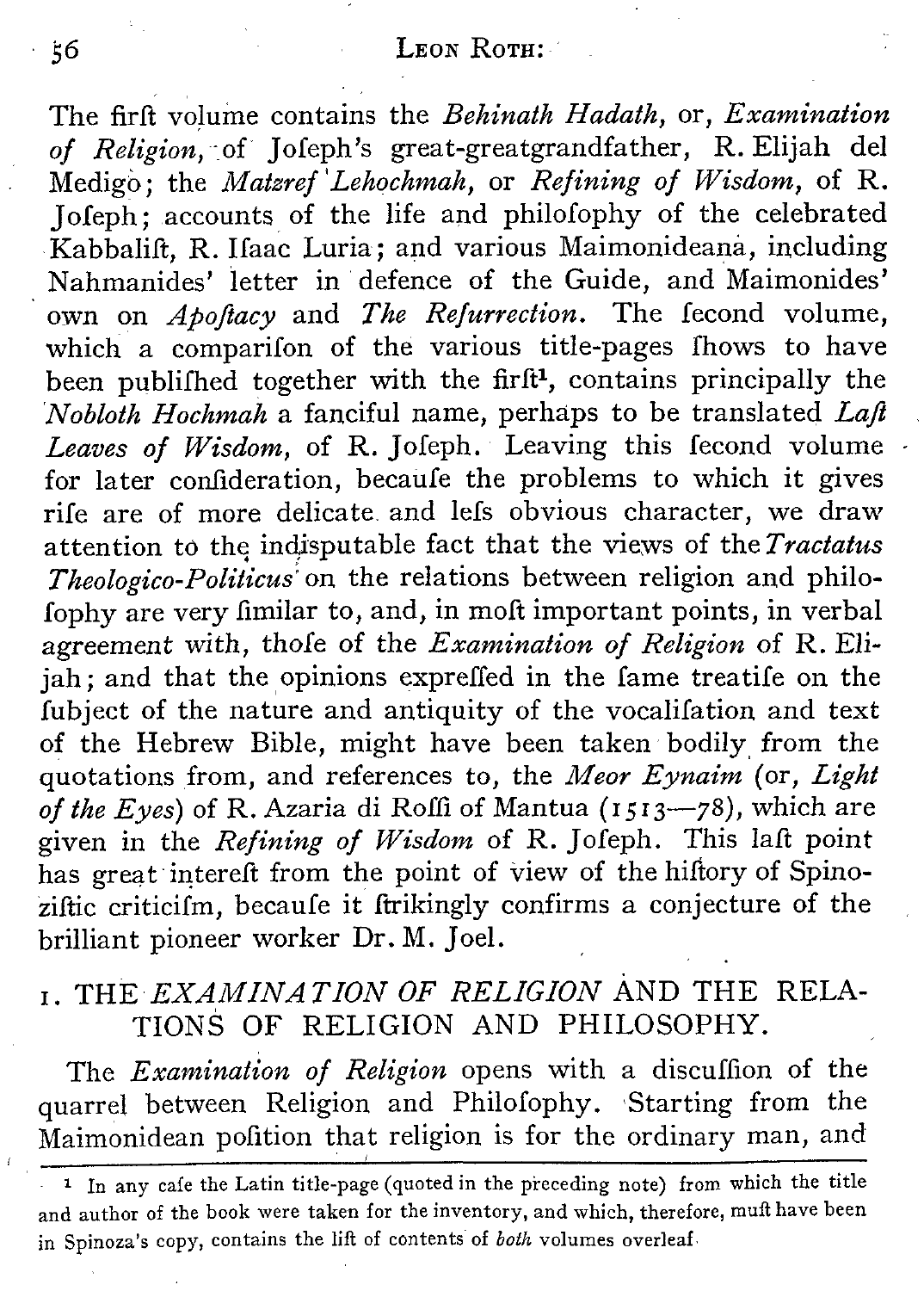The first volume contains the *Behinath Hadath*, or, *Examination of Religion*, of Joseph's great-greatgrandfather, R. Elijah del Medigo; the *Matzref Lehochmah*, or *Refining of Wisdom*, of R. Joseph; accounts of the life and philosophy of the celebrated Kabbalist, R. Isaac Luria; and various Maimonideana, including Nahmanides' letter in defence of the Guide, and Maimonides' own on *Apostacy* and *The Resurrection*. The second volume, which a comparison of the various title-pages shows to have been published together with the first[1], contains principally the *Nobloth Hochmah* a fanciful name, perhaps to be translated *Last Leaves of Wisdom*, of R. Joseph. Leaving this second volume for later consideration, because the problems to which it gives rise are of more delicate and less obvious character, we draw attention to the indisputable fact that the views of the *Tractatus Theologico-Politicus* on the relations between religion and philosophy are very similar to, and, in most important points, in verbal agreement with, those of the *Examination of Religion* of R. Elijah; and that the opinions expressed in the same treatise on the subject of the nature and antiquity of the vocalisation and text of the Hebrew Bible, might have been taken bodily from the quotations from, and references to, the *Meor Eynaim* (or, *Light of the Eyes*) of R. Azaria di Rossi of Mantua (1513—78), which are given in the *Refining of Wisdom* of R. Joseph. This last point has great interest from the point of view of the history of Spinozistic criticism, because it strikingly confirms a conjecture of the brilliant pioneer worker Dr. M. Joel.

## 1. THE *EXAMINATION OF RELIGION* AND THE RELATIONS OF RELIGION AND PHILOSOPHY.

The *Examination of Religion* opens with a discussion of the quarrel between Religion and Philosophy. Starting from the Maimonidean position that religion is for the ordinary man, and

---

[1] In any case the Latin title-page (quoted in the preceding note) from which the title and author of the book were taken for the inventory, and which, therefore, must have been in Spinoza's copy, contains the list of contents of *both* volumes overleaf.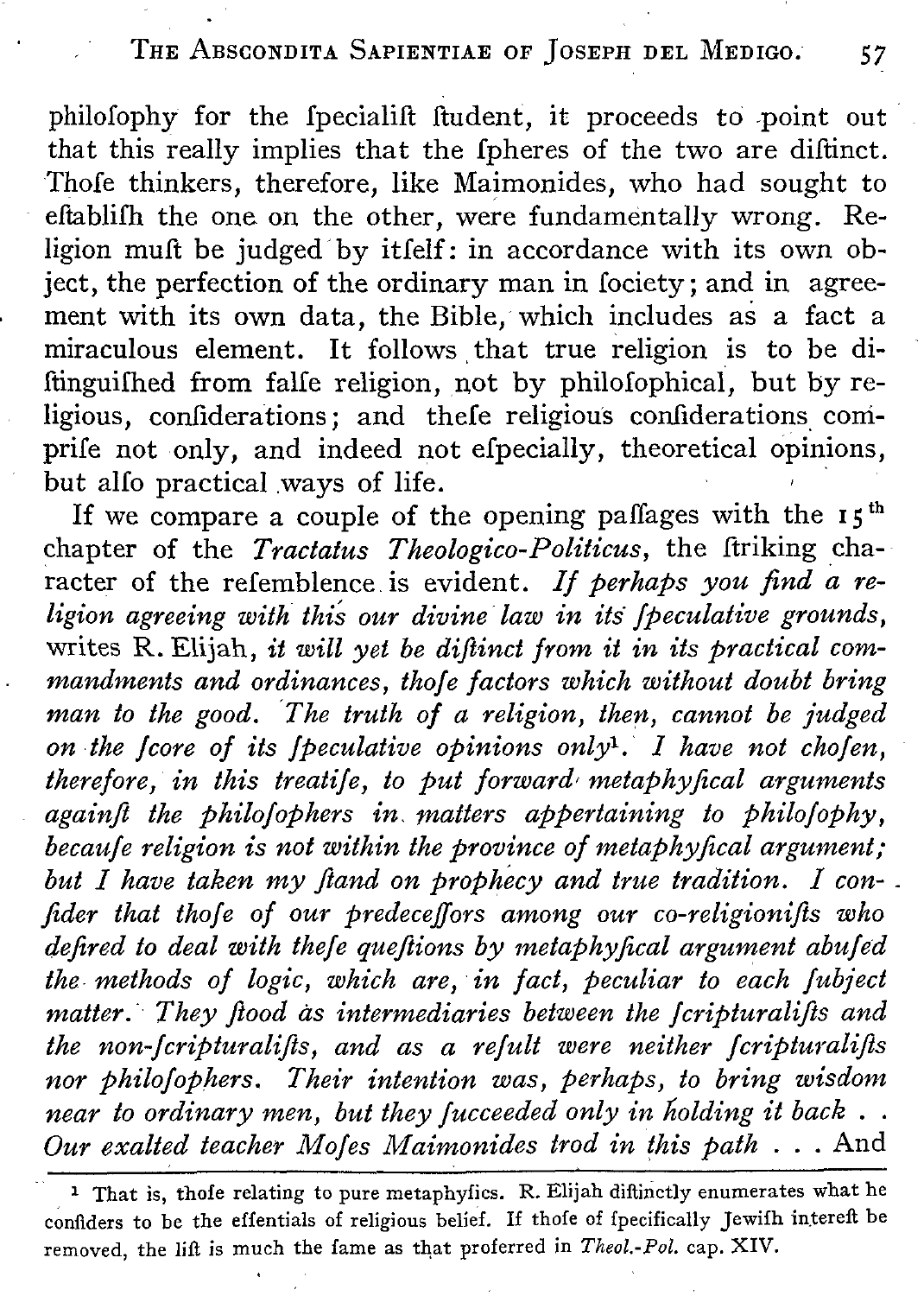philosophy for the specialist student, it proceeds to point out that this really implies that the spheres of the two are distinct. Those thinkers, therefore, like Maimonides, who had sought to establish the one on the other, were fundamentally wrong. Religion must be judged by itself: in accordance with its own object, the perfection of the ordinary man in society; and in agreement with its own data, the Bible, which includes as a fact a miraculous element. It follows that true religion is to be distinguished from false religion, not by philosophical, but by religious, considerations; and these religious considerations comprise not only, and indeed not especially, theoretical opinions, but also practical ways of life.

If we compare a couple of the opening passages with the 15[th] chapter of the *Tractatus Theologico-Politicus*, the striking character of the resemblence is evident. *If perhaps you find a religion agreeing with this our divine law in its speculative grounds,* writes R. Elijah, *it will yet be distinct from it in its practical commandments and ordinances, those factors which without doubt bring man to the good. The truth of a religion, then, cannot be judged on the score of its speculative opinions only*[1]*. I have not chosen, therefore, in this treatise, to put forward metaphysical arguments against the philosophers in matters appertaining to philosophy, because religion is not within the province of metaphysical argument; but I have taken my stand on prophecy and true tradition. I consider that those of our predecessors among our co-religionists who desired to deal with these questions by metaphysical argument abused the methods of logic, which are, in fact, peculiar to each subject matter. They stood as intermediaries between the scripturalists and the non-scripturalists, and as a result were neither scripturalists nor philosophers. Their intention was, perhaps, to bring wisdom near to ordinary men, but they succeeded only in holding it back . . Our exalted teacher Moses Maimonides trod in this path . . .* And

[1] That is, those relating to pure metaphysics. R. Elijah distinctly enumerates what he considers to be the essentials of religious belief. If those of specifically Jewish interest be removed, the list is much the same as that proferred in *Theol.-Pol.* cap. XIV.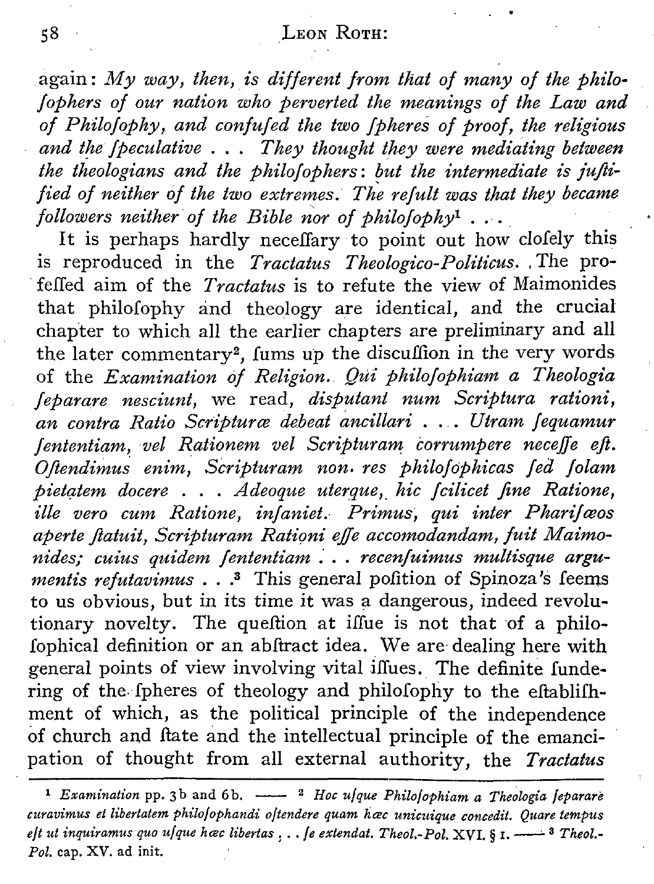again: *My way, then, is different from that of many of the philosophers of our nation who perverted the meanings of the Law and of Philosophy, and confused the two spheres of proof, the religious and the speculative . . . They thought they were mediating between the theologians and the philosophers: but the intermediate is justified of neither of the two extremes. The result was that they became followers neither of the Bible nor of philosophy*[1] . . .

It is perhaps hardly necessary to point out how closely this is reproduced in the *Tractatus Theologico-Politicus*. The professed aim of the *Tractatus* is to refute the view of Maimonides that philosophy and theology are identical, and the crucial chapter to which all the earlier chapters are preliminary and all the later commentary[2], sums up the discussion in the very words of the *Examination of Religion*. *Qui philosophiam a Theologia separare nesciunt*, we read, *disputant num Scriptura rationi, an contra Ratio Scripturæ debeat ancillari . . . Utram sequamur sententiam, vel Rationem vel Scripturam corrumpere necesse est. Ostendimus enim, Scripturam non res philosophicas sed solam pietatem docere . . . Adeoque uterque, hic scilicet sine Ratione, ille vero cum Ratione, insaniet. Primus, qui inter Pharisæos aperte statuit, Scripturam Rationi esse accomodandam, fuit Maimonides; cuius quidem sententiam . . . recensuimus multisque argumentis refutavimus . . .*[3] This general position of Spinoza's seems to us obvious, but in its time it was a dangerous, indeed revolutionary novelty. The question at issue is not that of a philosophical definition or an abstract idea. We are dealing here with general points of view involving vital issues. The definite sundering of the spheres of theology and philosophy to the establishment of which, as the political principle of the independence of church and state and the intellectual principle of the emancipation of thought from all external authority, the *Tractatus*

---

[1] *Examination* pp. 3b and 6b. —— [2] *Hoc usque Philosophiam a Theologia separare curavimus et libertatem philosophandi ostendere quam hæc unicuique concedit. Quare tempus est ut inquiramus quo usque hæc libertas . . . se extendat. Theol.-Pol.* XVI. § 1. —— [3] *Theol.-Pol.* cap. XV. ad init.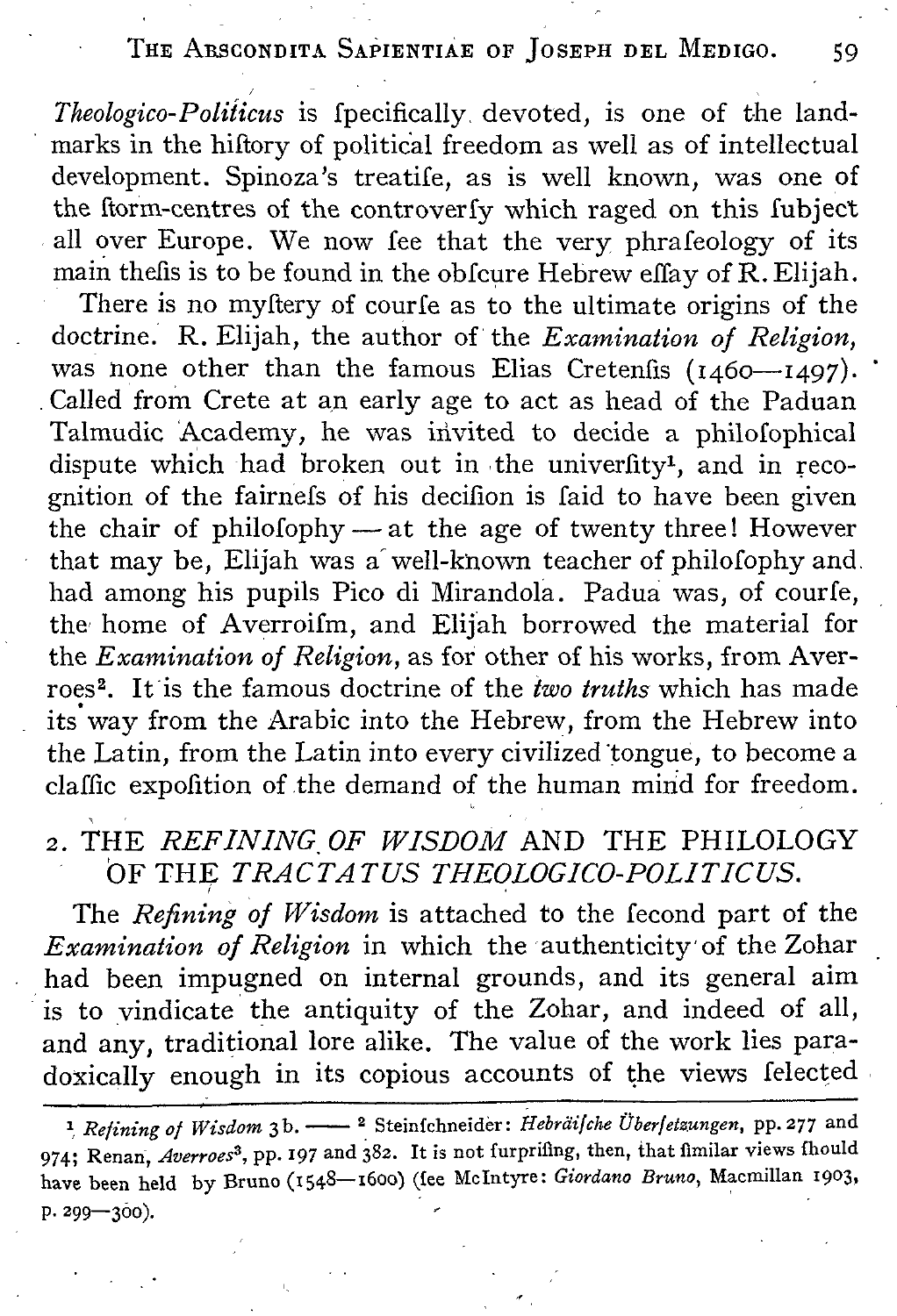*Theologico-Politicus* is ſpecifically devoted, is one of the landmarks in the hiſtory of political freedom as well as of intellectual development. Spinoza's treatiſe, as is well known, was one of the ſtorm-centres of the controverſy which raged on this ſubject all over Europe. We now ſee that the very phraſeology of its main theſis is to be found in the obſcure Hebrew eſſay of R. Elijah.

There is no myſtery of courſe as to the ultimate origins of the doctrine. R. Elijah, the author of the *Examination of Religion*, was none other than the famous Elias Cretenſis (1460—1497). Called from Crete at an early age to act as head of the Paduan Talmudic Academy, he was invited to decide a philoſophical dispute which had broken out in the univerſity[1], and in recognition of the fairneſs of his deciſion is ſaid to have been given the chair of philoſophy — at the age of twenty three! However that may be, Elijah was a well-known teacher of philoſophy and had among his pupils Pico di Mirandola. Padua was, of courſe, the home of Averroiſm, and Elijah borrowed the material for the *Examination of Religion*, as for other of his works, from Averroes[2]. It is the famous doctrine of the *two truths* which has made its way from the Arabic into the Hebrew, from the Hebrew into the Latin, from the Latin into every civilized tongue, to become a claſſic expoſition of the demand of the human mind for freedom.

## 2. THE *REFINING OF WISDOM* AND THE PHILOLOGY OF THE *TRACTATUS THEOLOGICO-POLITICUS*.

The *Refining of Wisdom* is attached to the ſecond part of the *Examination of Religion* in which the authenticity of the Zohar had been impugned on internal grounds, and its general aim is to vindicate the antiquity of the Zohar, and indeed of all, and any, traditional lore alike. The value of the work lies paradoxically enough in its copious accounts of the views ſelected

---

[1] *Refining of Wisdom* 3b. —— [2] Steinſchneider: *Hebräiſche Überſetzungen*, pp. 277 and 974; Renan, *Averroes*[3], pp. 197 and 382. It is not ſurpriſing, then, that ſimilar views ſhould have been held by Bruno (1548—1600) (ſee McIntyre: *Giordano Bruno*, Macmillan 1903, p. 299—300).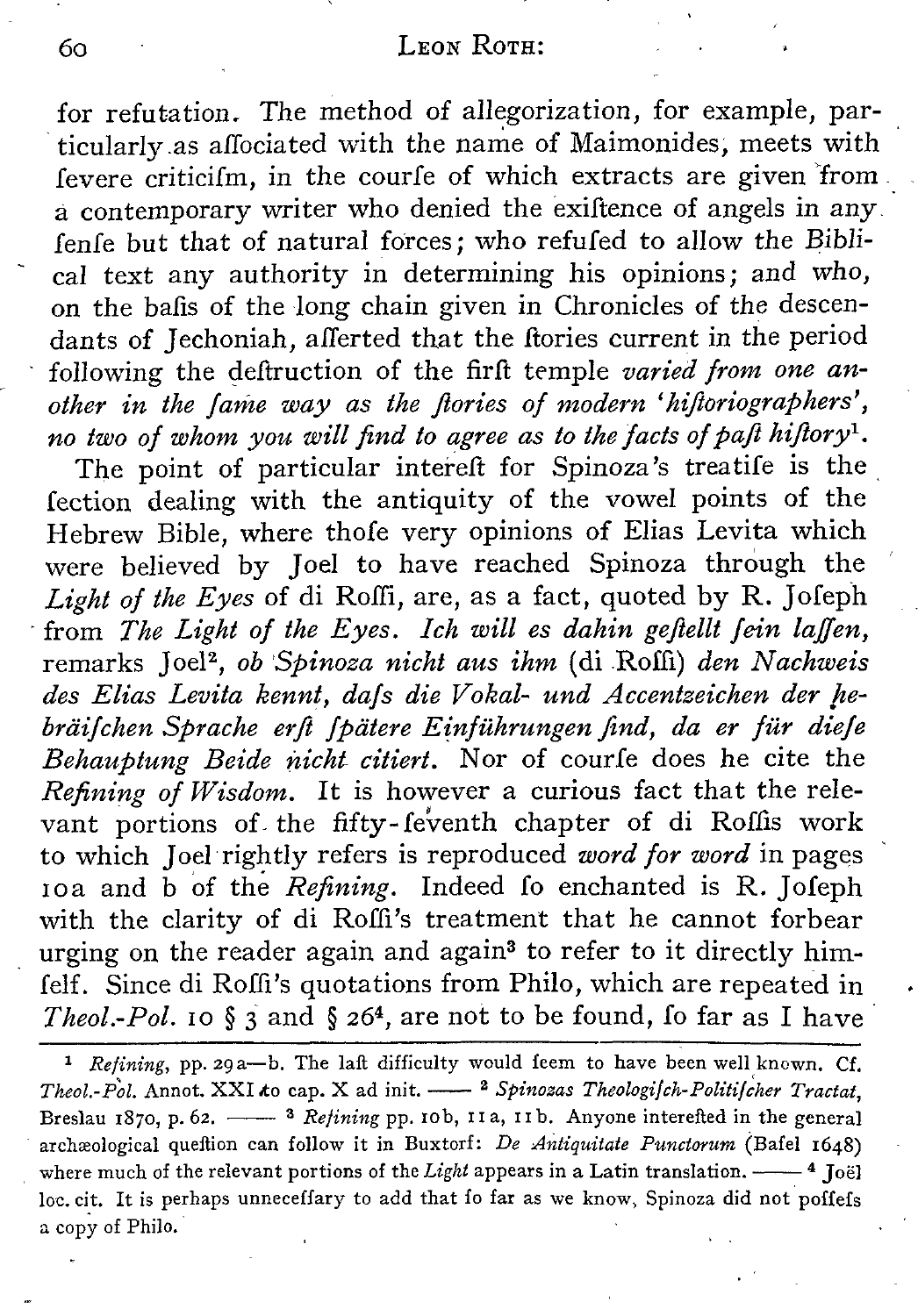for refutation. The method of allegorization, for example, particularly as associated with the name of Maimonides, meets with severe criticism, in the course of which extracts are given from a contemporary writer who denied the existence of angels in any sense but that of natural forces; who refused to allow the Biblical text any authority in determining his opinions; and who, on the basis of the long chain given in Chronicles of the descendants of Jechoniah, asserted that the stories current in the period following the destruction of the first temple *varied from one another in the same way as the stories of modern 'historiographers', no two of whom you will find to agree as to the facts of past history*[1].

The point of particular interest for Spinoza's treatise is the section dealing with the antiquity of the vowel points of the Hebrew Bible, where those very opinions of Elias Levita which were believed by Joel to have reached Spinoza through the *Light of the Eyes* of di Rossi, are, as a fact, quoted by R. Joseph from *The Light of the Eyes*. *Ich will es dahin gestellt sein lassen*, remarks Joel[2], *ob Spinoza nicht aus ihm* (di Rossi) *den Nachweis des Elias Levita kennt, dass die Vokal- und Accentzeichen der hebräischen Sprache erst spätere Einführungen sind, da er für diese Behauptung Beide nicht citiert.* Nor of course does he cite the *Refining of Wisdom*. It is however a curious fact that the relevant portions of the fifty-seventh chapter of di Rossis work to which Joel rightly refers is reproduced *word for word* in pages 10a and b of the *Refining*. Indeed so enchanted is R. Joseph with the clarity of di Rossi's treatment that he cannot forbear urging on the reader again and again[3] to refer to it directly himself. Since di Rossi's quotations from Philo, which are repeated in *Theol.-Pol.* 10 § 3 and § 26[4], are not to be found, so far as I have

---

[1] *Refining*, pp. 29a—b. The last difficulty would seem to have been well known. Cf. *Theol.-Pol.* Annot. XXI to cap. X ad init. —— [2] *Spinozas Theologisch-Politischer Tractat*, Breslau 1870, p. 62. —— [3] *Refining* pp. 10b, 11a, 11b. Anyone interested in the general archæological question can follow it in Buxtorf: *De Antiquitate Punctorum* (Basel 1648) where much of the relevant portions of the *Light* appears in a Latin translation. —— [4] Joël loc. cit. It is perhaps unnecessary to add that so far as we know, Spinoza did not possess a copy of Philo.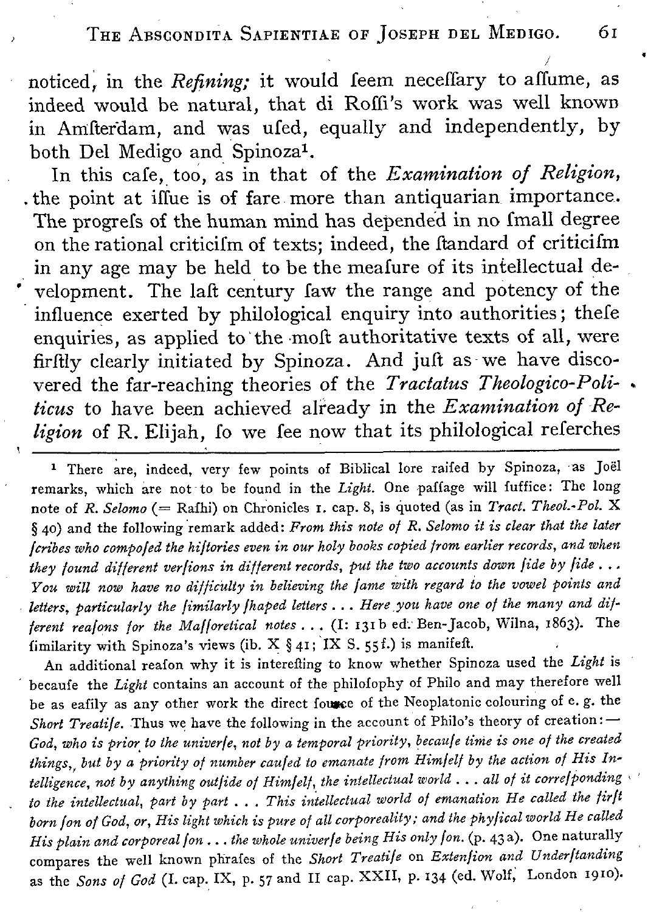noticed, in the *Refining;* it would ſeem neceſſary to aſſume, as indeed would be natural, that di Roſſi's work was well known in Amſterdam, and was uſed, equally and independently, by both Del Medigo and Spinoza[1].

In this caſe, too, as in that of the *Examination of Religion*, the point at iſſue is of fare more than antiquarian importance. The progreſs of the human mind has depended in no ſmall degree on the rational criticiſm of texts; indeed, the ſtandard of criticiſm in any age may be held to be the meaſure of its intellectual development. The laſt century ſaw the range and potency of the influence exerted by philological enquiry into authorities; theſe enquiries, as applied to the moſt authoritative texts of all, were firſtly clearly initiated by Spinoza. And juſt as we have discovered the far-reaching theories of the *Tractatus Theologico-Politicus* to have been achieved already in the *Examination of Religion* of R. Elijah, ſo we ſee now that its philological reſerches

---

[1] There are, indeed, very few points of Biblical lore raiſed by Spinoza, as Joël remarks, which are not to be found in the *Light*. One paſſage will ſuffice: The long note of *R. Selomo* (= Raſhi) on Chronicles I. cap. 8, is quoted (as in *Tract. Theol.-Pol.* X § 40) and the following remark added: *From this note of R. Selomo it is clear that the later ſcribes who compoſed the hiſtories even in our holy books copied from earlier records, and when they found different verſions in different records, put the two accounts down ſide by ſide . . . You will now have no difficulty in believing the ſame with regard to the vowel points and letters, particularly the ſimilarly ſhaped letters . . . Here you have one of the many and different reaſons for the Maſſoretical notes . . .* (I: 131 b ed. Ben-Jacob, Wilna, 1863). The ſimilarity with Spinoza's views (ib. X § 41; IX S. 55 f.) is manifeſt.

An additional reaſon why it is intereſting to know whether Spinoza used the *Light* is becauſe the *Light* contains an account of the philoſophy of Philo and may therefore well be as eaſily as any other work the direct ſource of the Neoplatonic colouring of e. g. the *Short Treatiſe*. Thus we have the following in the account of Philo's theory of creation: — *God, who is prior to the univerſe, not by a temporal priority, becauſe time is one of the created things, but by a priority of number cauſed to emanate from Himſelf by the action of His Intelligence, not by anything outſide of Himſelf, the intellectual world . . . all of it correſponding to the intellectual, part by part . . . This intellectual world of emanation He called the firſt born ſon of God, or, His light which is pure of all corporeality; and the phyſical world He called His plain and corporeal ſon . . . the whole univerſe being His only ſon.* (p. 43 a). One naturally compares the well known phraſes of the *Short Treatiſe* on *Extenſion and Underſtanding* as the *Sons of God* (I. cap. IX, p. 57 and II cap. XXII, p. 134 (ed. Wolf, London 1910).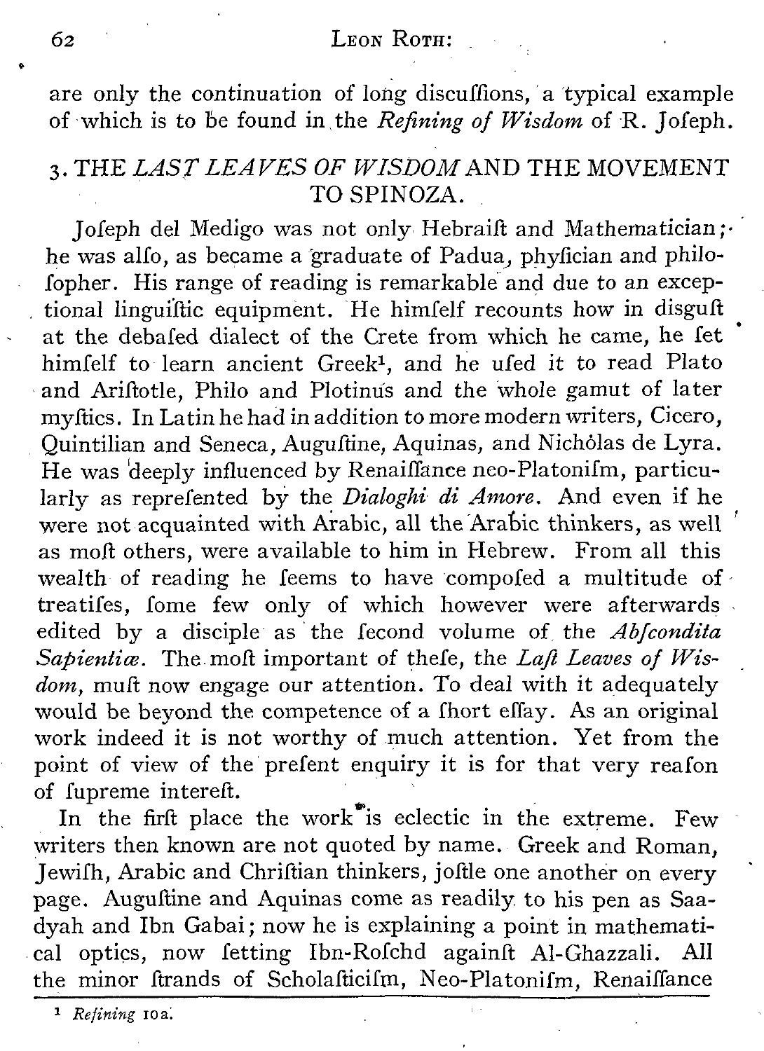are only the continuation of long discussions, a typical example of which is to be found in the *Refining of Wisdom* of R. Joseph.

## 3. THE *LAST LEAVES OF WISDOM* AND THE MOVEMENT TO SPINOZA.

Joseph del Medigo was not only Hebraist and Mathematician; he was also, as became a graduate of Padua, physician and philosopher. His range of reading is remarkable and due to an exceptional linguistic equipment. He himself recounts how in disgust at the debased dialect of the Crete from which he came, he set himself to learn ancient Greek[1], and he used it to read Plato and Aristotle, Philo and Plotinus and the whole gamut of later mystics. In Latin he had in addition to more modern writers, Cicero, Quintilian and Seneca, Augustine, Aquinas, and Nicholas de Lyra. He was deeply influenced by Renaissance neo-Platonism, particularly as represented by the *Dialoghi di Amore*. And even if he were not acquainted with Arabic, all the Arabic thinkers, as well as most others, were available to him in Hebrew. From all this wealth of reading he seems to have composed a multitude of treatises, some few only of which however were afterwards edited by a disciple as the second volume of the *Abscondita Sapientiæ*. The most important of these, the *Last Leaves of Wisdom*, must now engage our attention. To deal with it adequately would be beyond the competence of a short essay. As an original work indeed it is not worthy of much attention. Yet from the point of view of the present enquiry it is for that very reason of supreme interest.

In the first place the work is eclectic in the extreme. Few writers then known are not quoted by name. Greek and Roman, Jewish, Arabic and Christian thinkers, jostle one another on every page. Augustine and Aquinas come as readily to his pen as Saadyah and Ibn Gabai; now he is explaining a point in mathematical optics, now setting Ibn-Rosсhd against Al-Ghazzali. All the minor strands of Scholasticism, Neo-Platonism, Renaissance

[1] *Refining* 10a.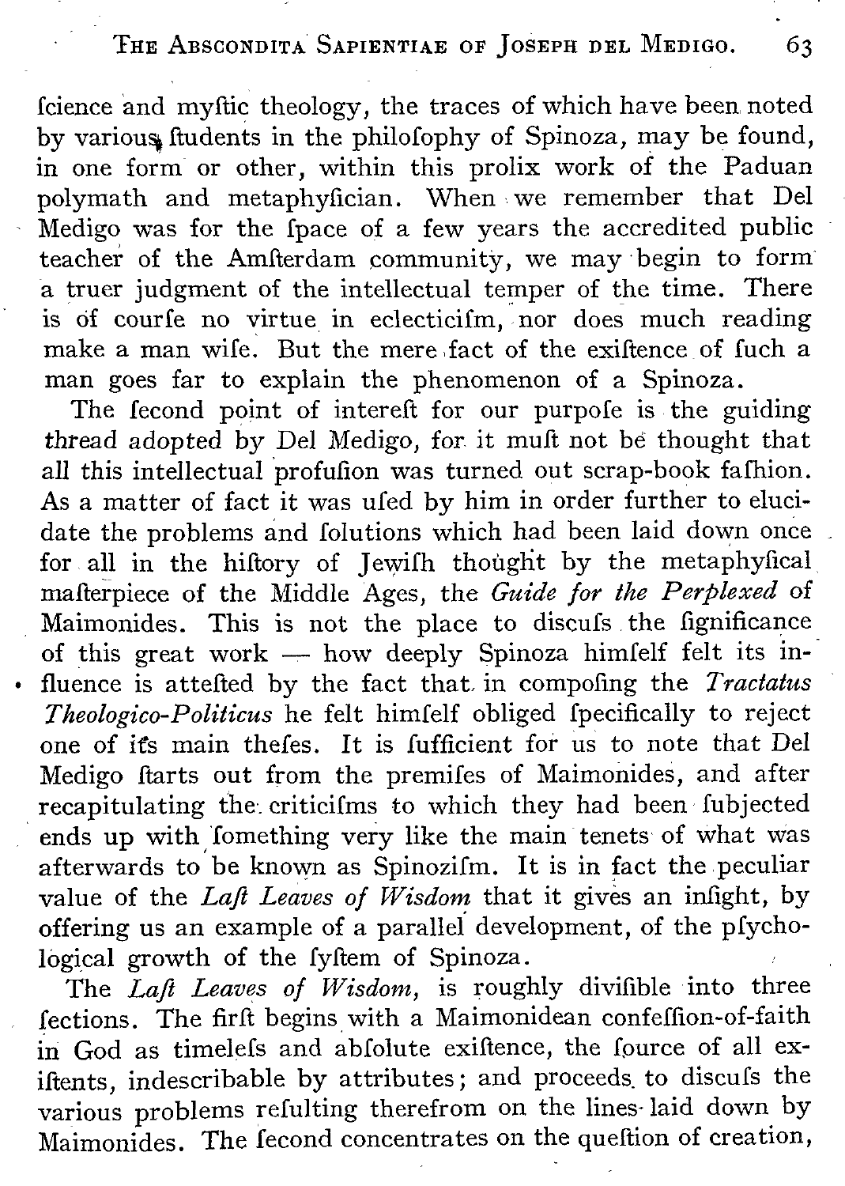ſcience and myſtic theology, the traces of which have been noted by various ſtudents in the philoſophy of Spinoza, may be found, in one form or other, within this prolix work of the Paduan polymath and metaphyſician. When we remember that Del Medigo was for the ſpace of a few years the accredited public teacher of the Amſterdam community, we may begin to form a truer judgment of the intellectual temper of the time. There is of courſe no virtue in eclecticiſm, nor does much reading make a man wiſe. But the mere fact of the exiſtence of ſuch a man goes far to explain the phenomenon of a Spinoza.

The ſecond point of intereſt for our purpoſe is the guiding thread adopted by Del Medigo, for it muſt not be thought that all this intellectual profuſion was turned out scrap-book faſhion. As a matter of fact it was uſed by him in order further to elucidate the problems and ſolutions which had been laid down once for all in the hiſtory of Jewiſh thought by the metaphyſical maſterpiece of the Middle Ages, the *Guide for the Perplexed* of Maimonides. This is not the place to diſcuſs the ſignificance of this great work — how deeply Spinoza himſelf felt its influence is atteſted by the fact that in compoſing the *Tractatus Theologico-Politicus* he felt himſelf obliged ſpecifically to reject one of its main theſes. It is ſufficient for us to note that Del Medigo ſtarts out from the premiſes of Maimonides, and after recapitulating the criticiſms to which they had been ſubjected ends up with ſomething very like the main tenets of what was afterwards to be known as Spinoziſm. It is in fact the peculiar value of the *Laſt Leaves of Wisdom* that it gives an inſight, by offering us an example of a parallel development, of the pſychological growth of the ſyſtem of Spinoza.

The *Laſt Leaves of Wisdom*, is roughly diviſible into three ſections. The firſt begins with a Maimonidean confeſſion-of-faith in God as timeleſs and abſolute exiſtence, the ſource of all exiſtents, indescribable by attributes; and proceeds to diſcuſs the various problems reſulting therefrom on the lines laid down by Maimonides. The ſecond concentrates on the queſtion of creation,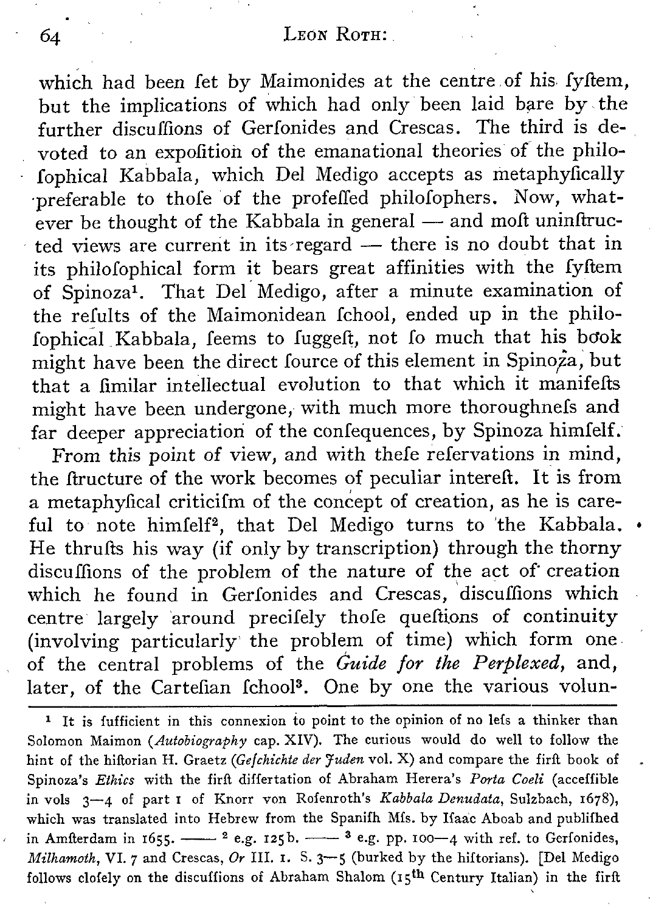which had been fet by Maimonides at the centre of his fyftem, but the implications of which had only been laid bare by the further difcuffions of Gerfonides and Crescas. The third is devoted to an expofition of the emanational theories of the philofophical Kabbala, which Del Medigo accepts as metaphyfically preferable to thofe of the profeffed philofophers. Now, whatever be thought of the Kabbala in general — and moft uninftructed views are current in its regard — there is no doubt that in its philofophical form it bears great affinities with the fyftem of Spinoza[1]. That Del Medigo, after a minute examination of the refults of the Maimonidean fchool, ended up in the philofophical Kabbala, feems to fuggeft, not fo much that his book might have been the direct fource of this element in Spinoza, but that a fimilar intellectual evolution to that which it manifefts might have been undergone, with much more thoroughnefs and far deeper appreciation of the confequences, by Spinoza himfelf.

From this point of view, and with thefe refervations in mind, the ftructure of the work becomes of peculiar intereft. It is from a metaphyfical criticifm of the concept of creation, as he is careful to note himfelf[2], that Del Medigo turns to the Kabbala. He thrufts his way (if only by transcription) through the thorny difcuffions of the problem of the nature of the act of creation which he found in Gerfonides and Crescas, difcuffions which centre largely around precifely thofe queftions of continuity (involving particularly the problem of time) which form one of the central problems of the *Guide for the Perplexed*, and, later, of the Cartefian fchool[3]. One by one the various volun-

---

[1] It is fufficient in this connexion to point to the opinion of no lefs a thinker than Solomon Maimon (*Autobiography* cap. XIV). The curious would do well to follow the hint of the hiftorian H. Graetz (*Gefchichte der Juden* vol. X) and compare the firft book of Spinoza's *Ethics* with the firft differtation of Abraham Herera's *Porta Coeli* (acceffible in vols 3—4 of part 1 of Knorr von Rofenroth's *Kabbala Denudata*, Sulzbach, 1678), which was translated into Hebrew from the Spanifh Mfs. by Ifaac Aboab and publifhed in Amfterdam in 1655. —— [2] e.g. 125b. —— [3] e.g. pp. 100—4 with ref. to Gerfonides, *Milhamoth*, VI. 7 and Crescas, *Or* III. 1. S. 3—5 (burked by the hiftorians). [Del Medigo follows clofely on the difcuffions of Abraham Shalom (15th Century Italian) in the firft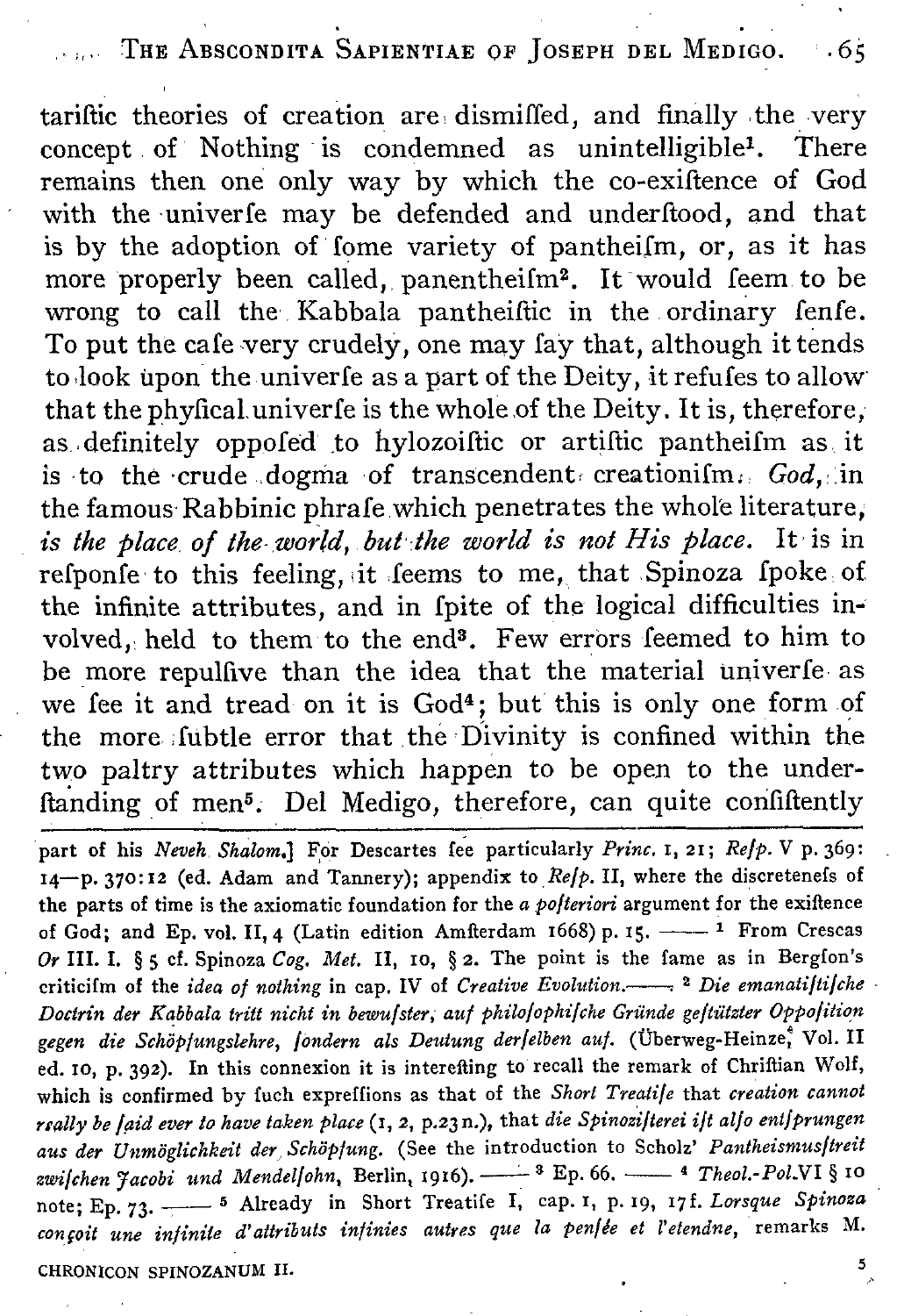tariſtic theories of creation are dismiſſed, and finally the very concept of Nothing is condemned as unintelligible[1]. There remains then one only way by which the co-exiſtence of God with the univerſe may be defended and underſtood, and that is by the adoption of ſome variety of pantheiſm, or, as it has more properly been called, panentheiſm[2]. It would ſeem to be wrong to call the Kabbala pantheiſtic in the ordinary ſenſe. To put the caſe very crudely, one may ſay that, although it tends to look upon the univerſe as a part of the Deity, it refuſes to allow that the phyſical univerſe is the whole of the Deity. It is, therefore, as definitely oppoſed to hylozoiſtic or artiſtic pantheiſm as it is to the crude dogma of transcendent creationiſm. *God*, in the famous Rabbinic phraſe which penetrates the whole literature, *is the place of the world, but the world is not His place.* It is in reſponſe to this feeling, it ſeems to me, that Spinoza ſpoke of the infinite attributes, and in ſpite of the logical difficulties involved, held to them to the end[3]. Few errors ſeemed to him to be more repulſive than the idea that the material univerſe as we ſee it and tread on it is God[4]; but this is only one form of the more ſubtle error that the Divinity is confined within the two paltry attributes which happen to be open to the underſtanding of men[5]. Del Medigo, therefore, can quite conſiſtently

---

part of his *Neveh Shalom*.] For Descartes ſee particularly *Princ.* I, 21; *Reſp.* V p. 369: 14—p. 370:12 (ed. Adam and Tannery); appendix to *Reſp.* II, where the discreteneſs of the parts of time is the axiomatic foundation for the *a poſteriori* argument for the exiſtence of God; and Ep. vol. II, 4 (Latin edition Amſterdam 1668) p. 15. —— [1] From Crescas *Or* III. I. § 5 cf. Spinoza *Cog. Met.* II, 10, § 2. The point is the ſame as in Bergſon's criticiſm of the *idea of nothing* in cap. IV of *Creative Evolution*. —— [2] *Die emanatiſtiſche Doctrin der Kabbala tritt nicht in bewuſster, auf philoſophiſche Gründe geſtützter Oppoſition gegen die Schöpfungslehre, ſondern als Deutung derſelben auf.* (Überweg-Heinze, Vol. II ed. 10, p. 392). In this connexion it is intereſting to recall the remark of Chriſtian Wolf, which is confirmed by ſuch expreſſions as that of the *Short Treatiſe* that *creation cannot really be ſaid ever to have taken place* (1, 2, p.23 n.), that *die Spinoziſterei iſt alſo entſprungen aus der Unmöglichkeit der Schöpfung.* (See the introduction to Scholz' *Pantheismusſtreit zwiſchen Jacobi und Mendelſohn*, Berlin, 1916). —— [3] Ep. 66. —— [4] *Theol.-Pol.* VI § 10 note; Ep. 73. —— [5] Already in Short Treatiſe I, cap. 1, p. 19, 17 f. *Lorsque Spinoza conçoit une infinite d'attributs infinies autres que la penſée et l'etendne*, remarks M.

CHRONICON SPINOZANUM II.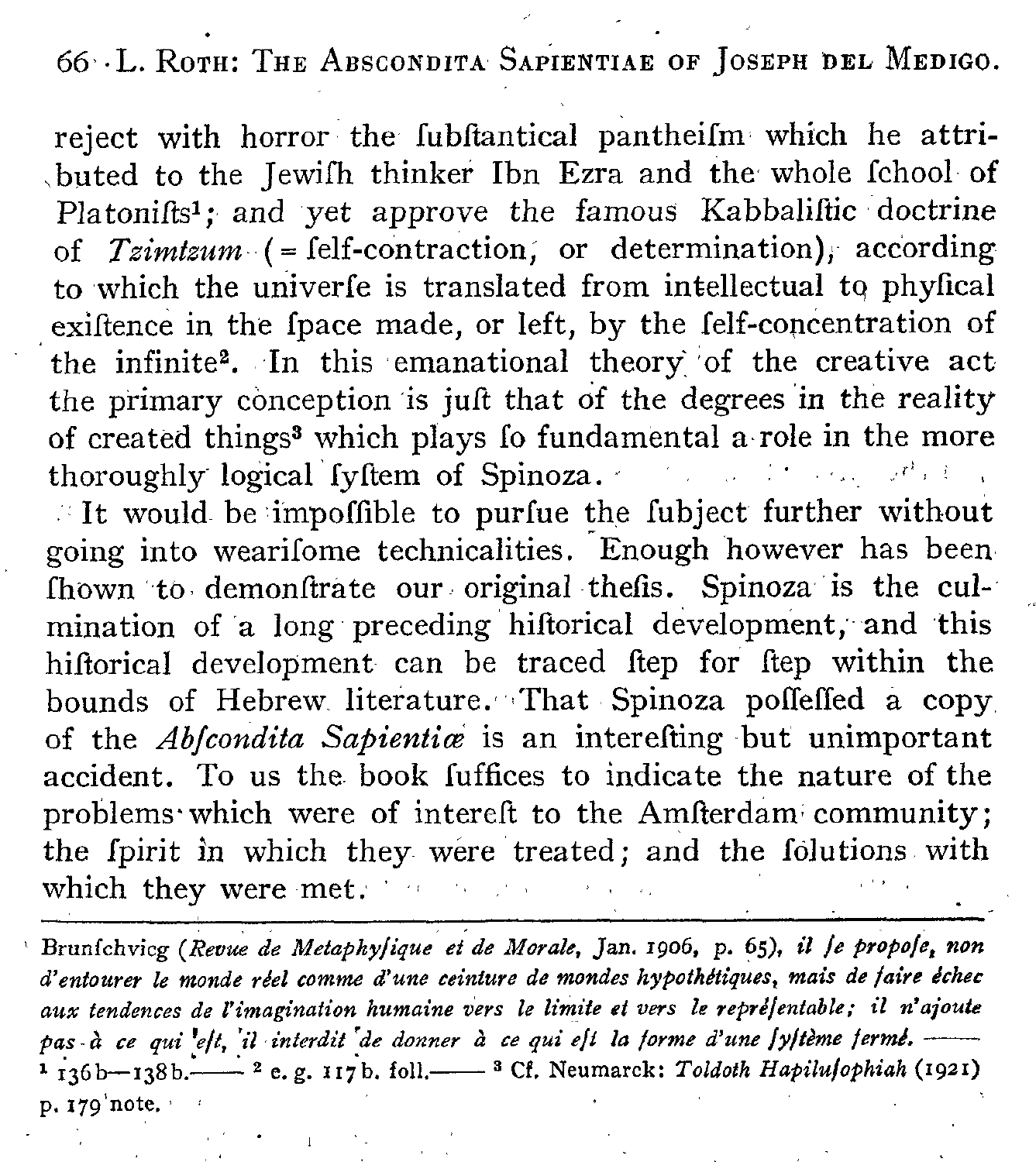reject with horror the subfantical pantheism which he attributed to the Jewish thinker Ibn Ezra and the whole school of Platonists[1]; and yet approve the famous Kabbalistic doctrine of *Tzimtzum* (= self-contraction, or determination), according to which the universe is translated from intellectual to physical existence in the space made, or left, by the self-concentration of the infinite[2]. In this emanational theory of the creative act the primary conception is just that of the degrees in the reality of created things[3] which plays so fundamental a role in the more thoroughly logical system of Spinoza.

It would be impossible to pursue the subject further without going into wearisome technicalities. Enough however has been shown to demonstrate our original thesis. Spinoza is the culmination of a long preceding historical development, and this historical development can be traced step for step within the bounds of Hebrew literature. That Spinoza possessed a copy of the *Abscondita Sapientiæ* is an interesting but unimportant accident. To us the book suffices to indicate the nature of the problems which were of interest to the Amsterdam community; the spirit in which they were treated; and the solutions with which they were met.

---

Brunschvicg (*Revue de Metaphysique et de Morale*, Jan. 1906, p. 65), *il se propose, non d'entourer le monde réel comme d'une ceinture de mondes hypothétiques, mais de faire échec aux tendences de l'imagination humaine vers le limite et vers le représentable; il n'ajoute pas à ce qui est, il interdit de donner à ce qui est la forme d'une système fermé.* —

[1] 136b—138b. — [2] e. g. 117b. foll. — [3] Cf. Neumarck: *Toldoth Hapilusophiah* (1921) p. 179 note.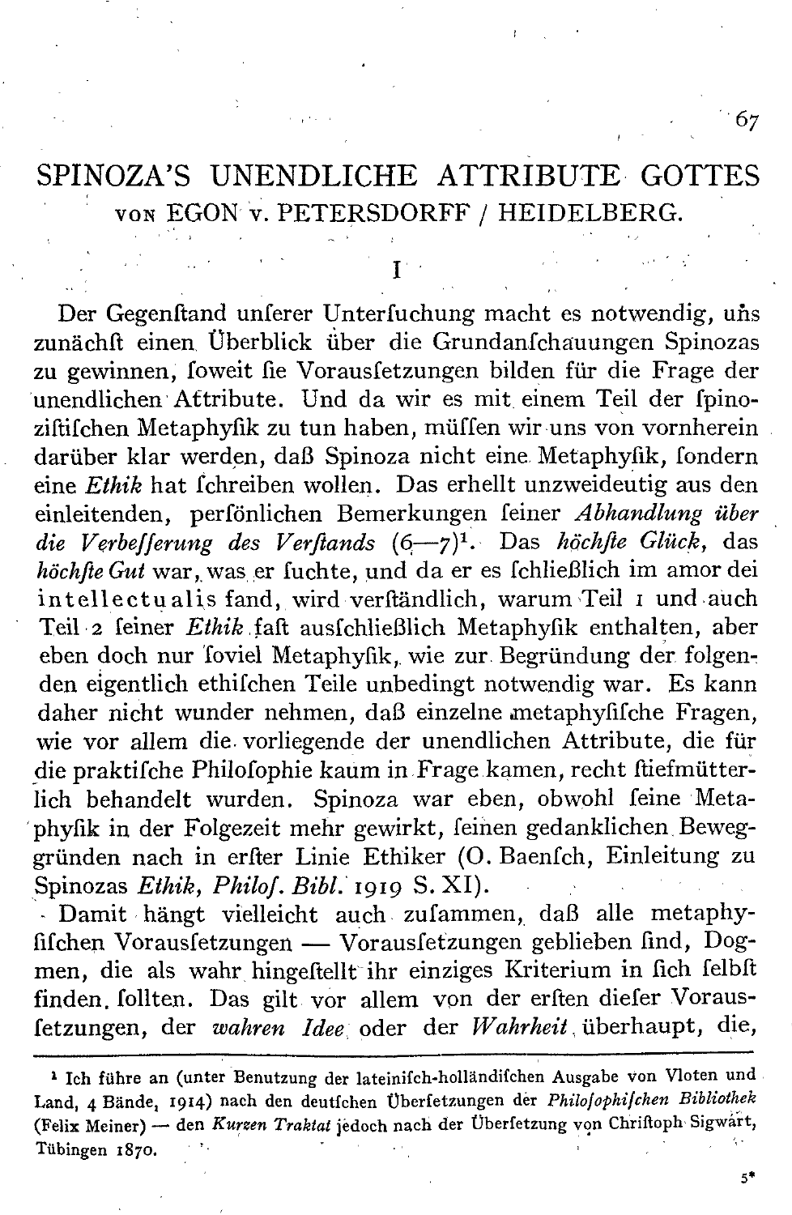# SPINOZA'S UNENDLICHE ATTRIBUTE GOTTES

## VON EGON V. PETERSDORFF / HEIDELBERG.

### I

Der Gegenſtand unſerer Unterſuchung macht es notwendig, uns zunächſt einen Überblick über die Grundanſchauungen Spinozas zu gewinnen, ſoweit ſie Vorausſetzungen bilden für die Frage der unendlichen Attribute. Und da wir es mit einem Teil der ſpinoziſtiſchen Metaphyſik zu tun haben, müſſen wir uns von vornherein darüber klar werden, daß Spinoza nicht eine Metaphyſik, ſondern eine *Ethik* hat ſchreiben wollen. Das erhellt unzweideutig aus den einleitenden, perſönlichen Bemerkungen ſeiner *Abhandlung über die Verbeſſerung des Verſtands* (6—7)[1]. Das *höchſte Glück*, das *höchſte Gut* war, was er ſuchte, und da er es ſchließlich im amor dei intellectualis fand, wird verſtändlich, warum Teil 1 und auch Teil 2 ſeiner *Ethik* faſt ausſchließlich Metaphyſik enthalten, aber eben doch nur ſoviel Metaphyſik, wie zur Begründung der folgenden eigentlich ethiſchen Teile unbedingt notwendig war. Es kann daher nicht wunder nehmen, daß einzelne metaphyſiſche Fragen, wie vor allem die vorliegende der unendlichen Attribute, die für die praktiſche Philoſophie kaum in Frage kamen, recht ſtiefmütterlich behandelt wurden. Spinoza war eben, obwohl ſeine Metaphyſik in der Folgezeit mehr gewirkt, ſeinen gedanklichen Beweggründen nach in erſter Linie Ethiker (O. Baenſch, Einleitung zu Spinozas *Ethik, Philoſ. Bibl.* 1919 S. XI).

Damit hängt vielleicht auch zuſammen, daß alle metaphyſiſchen Vorausſetzungen — Vorausſetzungen geblieben ſind, Dogmen, die als wahr hingeſtellt ihr einziges Kriterium in ſich ſelbſt finden ſollten. Das gilt vor allem von der erſten dieſer Vorausſetzungen, der *wahren Idee* oder der *Wahrheit* überhaupt, die,

---

[1] Ich führe an (unter Benutzung der lateiniſch-holländiſchen Ausgabe von Vloten und Land, 4 Bände, 1914) nach den deutſchen Überſetzungen der *Philoſophiſchen Bibliothek* (Felix Meiner) — den *Kurzen Traktat* jedoch nach der Überſetzung von Chriſtoph Sigwart, Tübingen 1870.